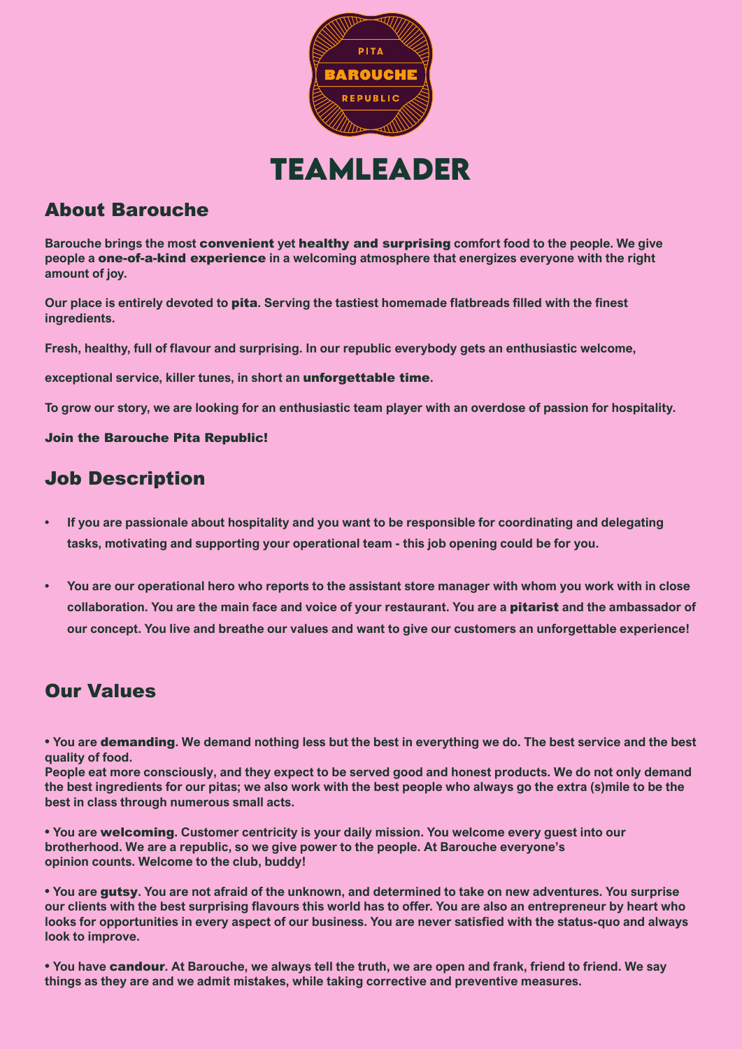PITA

BAROUCHE

REPUBLIC

# TEAMLEADER

## About Barouche

**Barouche brings the most convenient yet healthy and surprising comfort food to the people. We give people a one-of-a-kind experience in a welcoming atmosphere that energizes everyone with the right amount of joy.**

**Our place is entirely devoted to pita. Serving the tastiest homemade flatbreads filled with the finest ingredients.**

**Fresh, healthy, full of flavour and surprising. In our republic everybody gets an enthusiastic welcome,**

**exceptional service, killer tunes, in short an unforgettable time.**

**To grow our story, we are looking for an enthusiastic team player with an overdose of passion for hospitality.**

**Join the Barouche Pita Republic!**

## Job Description

- **If you are passionale about hospitality and you want to be responsible for coordinating and delegating tasks, motivating and supporting your operational team - this job opening could be for you.**

- **You are our operational hero who reports to the assistant store manager with whom you work with in close collaboration. You are the main face and voice of your restaurant. You are a pitarist and the ambassador of our concept. You live and breathe our values and want to give our customers an unforgettable experience!**

## Our Values

**• You are demanding. We demand nothing less but the best in everything we do. The best service and the best quality of food.**
**People eat more consciously, and they expect to be served good and honest products. We do not only demand the best ingredients for our pitas; we also work with the best people who always go the extra (s)mile to be the best in class through numerous small acts.**

**• You are welcoming. Customer centricity is your daily mission. You welcome every guest into our brotherhood. We are a republic, so we give power to the people. At Barouche everyone's opinion counts. Welcome to the club, buddy!**

**• You are gutsy. You are not afraid of the unknown, and determined to take on new adventures. You surprise our clients with the best surprising flavours this world has to offer. You are also an entrepreneur by heart who looks for opportunities in every aspect of our business. You are never satisfied with the status-quo and always look to improve.**

**• You have candour. At Barouche, we always tell the truth, we are open and frank, friend to friend. We say things as they are and we admit mistakes, while taking corrective and preventive measures.**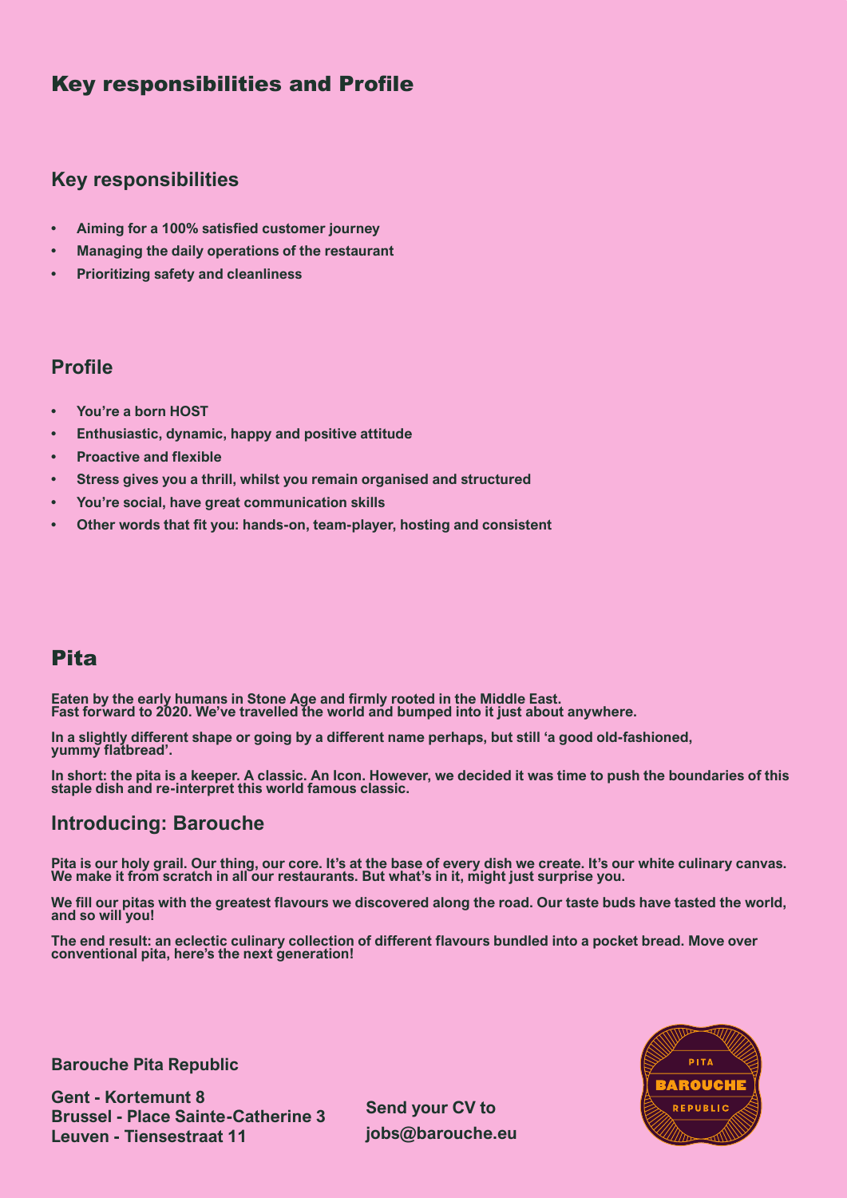# Key responsibilities and Profile

## Key responsibilities

- **Aiming for a 100% satisfied customer journey**
- **Managing the daily operations of the restaurant**
- **Prioritizing safety and cleanliness**

## Profile

- **You're a born HOST**
- **Enthusiastic, dynamic, happy and positive attitude**
- **Proactive and flexible**
- **Stress gives you a thrill, whilst you remain organised and structured**
- **You're social, have great communication skills**
- **Other words that fit you: hands-on, team-player, hosting and consistent**

# Pita

**Eaten by the early humans in Stone Age and firmly rooted in the Middle East. Fast forward to 2020. We've travelled the world and bumped into it just about anywhere.**

**In a slightly different shape or going by a different name perhaps, but still 'a good old-fashioned, yummy flatbread'.**

**In short: the pita is a keeper. A classic. An Icon. However, we decided it was time to push the boundaries of this staple dish and re-interpret this world famous classic.**

## Introducing: Barouche

**Pita is our holy grail. Our thing, our core. It's at the base of every dish we create. It's our white culinary canvas. We make it from scratch in all our restaurants. But what's in it, might just surprise you.**

**We fill our pitas with the greatest flavours we discovered along the road. Our taste buds have tasted the world, and so will you!**

**The end result: an eclectic culinary collection of different flavours bundled into a pocket bread. Move over conventional pita, here's the next generation!**

**Barouche Pita Republic**

**Gent - Kortemunt 8**
**Brussel - Place Sainte-Catherine 3**
**Leuven - Tiensestraat 11**

**Send your CV to**
**jobs@barouche.eu**

PITA
BAROUCHE
REPUBLIC